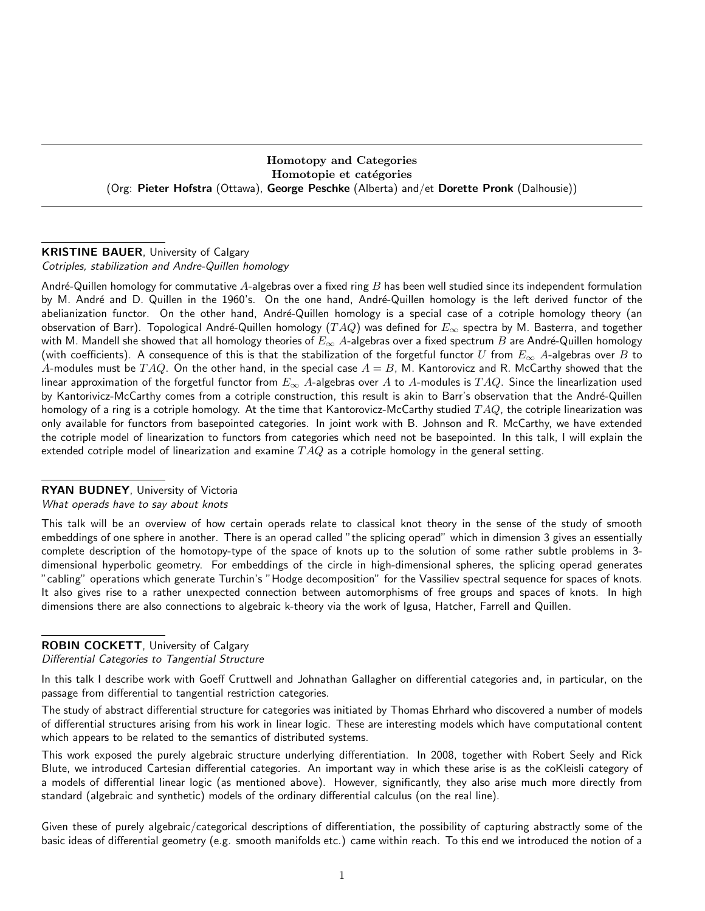# Homotopy and Categories
# Homotopie et catégories

(Org: **Pieter Hofstra** (Ottawa), **George Peschke** (Alberta) and/et **Dorette Pronk** (Dalhousie))

---

**KRISTINE BAUER**, University of Calgary
*Cotriples, stabilization and Andre-Quillen homology*

André-Quillen homology for commutative $A$-algebras over a fixed ring $B$ has been well studied since its independent formulation by M. André and D. Quillen in the 1960's. On the one hand, André-Quillen homology is the left derived functor of the abelianization functor. On the other hand, André-Quillen homology is a special case of a cotriple homology theory (an observation of Barr). Topological André-Quillen homology ($TAQ$) was defined for $E_\infty$ spectra by M. Basterra, and together with M. Mandell she showed that all homology theories of $E_\infty$ $A$-algebras over a fixed spectrum $B$ are André-Quillen homology (with coefficients). A consequence of this is that the stabilization of the forgetful functor $U$ from $E_\infty$ $A$-algebras over $B$ to $A$-modules must be $TAQ$. On the other hand, in the special case $A = B$, M. Kantorovicz and R. McCarthy showed that the linear approximation of the forgetful functor from $E_\infty$ $A$-algebras over $A$ to $A$-modules is $TAQ$. Since the linearlization used by Kantorivicz-McCarthy comes from a cotriple construction, this result is akin to Barr's observation that the André-Quillen homology of a ring is a cotriple homology. At the time that Kantorovicz-McCarthy studied $TAQ$, the cotriple linearization was only available for functors from basepointed categories. In joint work with B. Johnson and R. McCarthy, we have extended the cotriple model of linearization to functors from categories which need not be basepointed. In this talk, I will explain the extended cotriple model of linearization and examine $TAQ$ as a cotriple homology in the general setting.

**RYAN BUDNEY**, University of Victoria
*What operads have to say about knots*

This talk will be an overview of how certain operads relate to classical knot theory in the sense of the study of smooth embeddings of one sphere in another. There is an operad called "the splicing operad" which in dimension 3 gives an essentially complete description of the homotopy-type of the space of knots up to the solution of some rather subtle problems in 3-dimensional hyperbolic geometry. For embeddings of the circle in high-dimensional spheres, the splicing operad generates "cabling" operations which generate Turchin's "Hodge decomposition" for the Vassiliev spectral sequence for spaces of knots. It also gives rise to a rather unexpected connection between automorphisms of free groups and spaces of knots. In high dimensions there are also connections to algebraic k-theory via the work of Igusa, Hatcher, Farrell and Quillen.

**ROBIN COCKETT**, University of Calgary
*Differential Categories to Tangential Structure*

In this talk I describe work with Goeff Cruttwell and Johnathan Gallagher on differential categories and, in particular, on the passage from differential to tangential restriction categories.

The study of abstract differential structure for categories was initiated by Thomas Ehrhard who discovered a number of models of differential structures arising from his work in linear logic. These are interesting models which have computational content which appears to be related to the semantics of distributed systems.

This work exposed the purely algebraic structure underlying differentiation. In 2008, together with Robert Seely and Rick Blute, we introduced Cartesian differential categories. An important way in which these arise is as the coKleisli category of a models of differential linear logic (as mentioned above). However, significantly, they also arise much more directly from standard (algebraic and synthetic) models of the ordinary differential calculus (on the real line).

Given these of purely algebraic/categorical descriptions of differentiation, the possibility of capturing abstractly some of the basic ideas of differential geometry (e.g. smooth manifolds etc.) came within reach. To this end we introduced the notion of a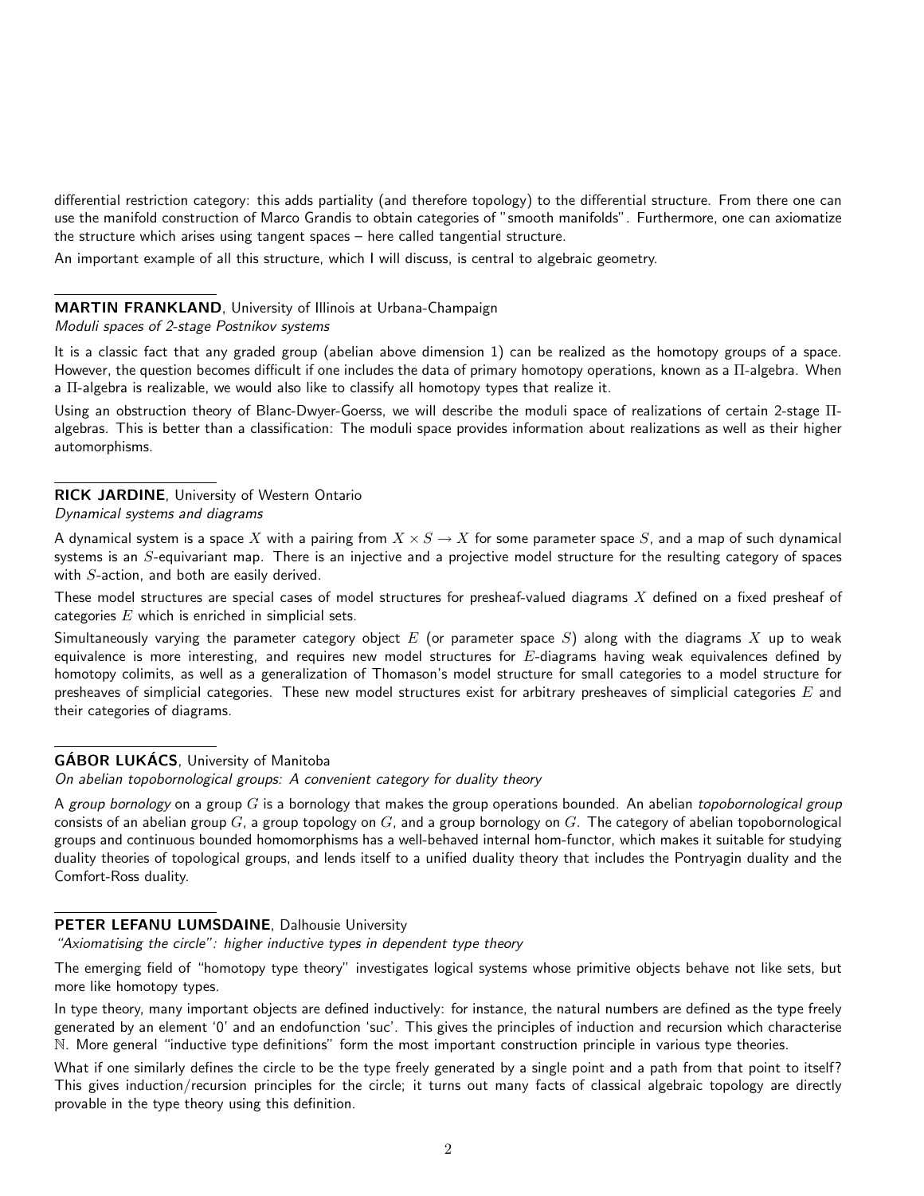differential restriction category: this adds partiality (and therefore topology) to the differential structure. From there one can use the manifold construction of Marco Grandis to obtain categories of "smooth manifolds". Furthermore, one can axiomatize the structure which arises using tangent spaces – here called tangential structure.

An important example of all this structure, which I will discuss, is central to algebraic geometry.

---

**MARTIN FRANKLAND**, University of Illinois at Urbana-Champaign
*Moduli spaces of 2-stage Postnikov systems*

It is a classic fact that any graded group (abelian above dimension 1) can be realized as the homotopy groups of a space. However, the question becomes difficult if one includes the data of primary homotopy operations, known as a $\Pi$-algebra. When a $\Pi$-algebra is realizable, we would also like to classify all homotopy types that realize it.

Using an obstruction theory of Blanc-Dwyer-Goerss, we will describe the moduli space of realizations of certain 2-stage $\Pi$-algebras. This is better than a classification: The moduli space provides information about realizations as well as their higher automorphisms.

---

**RICK JARDINE**, University of Western Ontario
*Dynamical systems and diagrams*

A dynamical system is a space $X$ with a pairing from $X \times S \to X$ for some parameter space $S$, and a map of such dynamical systems is an $S$-equivariant map. There is an injective and a projective model structure for the resulting category of spaces with $S$-action, and both are easily derived.

These model structures are special cases of model structures for presheaf-valued diagrams $X$ defined on a fixed presheaf of categories $E$ which is enriched in simplicial sets.

Simultaneously varying the parameter category object $E$ (or parameter space $S$) along with the diagrams $X$ up to weak equivalence is more interesting, and requires new model structures for $E$-diagrams having weak equivalences defined by homotopy colimits, as well as a generalization of Thomason's model structure for small categories to a model structure for presheaves of simplicial categories. These new model structures exist for arbitrary presheaves of simplicial categories $E$ and their categories of diagrams.

---

**GÁBOR LUKÁCS**, University of Manitoba
*On abelian topobornological groups: A convenient category for duality theory*

A *group bornology* on a group $G$ is a bornology that makes the group operations bounded. An abelian *topobornological group* consists of an abelian group $G$, a group topology on $G$, and a group bornology on $G$. The category of abelian topobornological groups and continuous bounded homomorphisms has a well-behaved internal hom-functor, which makes it suitable for studying duality theories of topological groups, and lends itself to a unified duality theory that includes the Pontryagin duality and the Comfort-Ross duality.

---

**PETER LEFANU LUMSDAINE**, Dalhousie University
*"Axiomatising the circle": higher inductive types in dependent type theory*

The emerging field of "homotopy type theory" investigates logical systems whose primitive objects behave not like sets, but more like homotopy types.

In type theory, many important objects are defined inductively: for instance, the natural numbers are defined as the type freely generated by an element '0' and an endofunction 'suc'. This gives the principles of induction and recursion which characterise $\mathbb{N}$. More general "inductive type definitions" form the most important construction principle in various type theories.

What if one similarly defines the circle to be the type freely generated by a single point and a path from that point to itself? This gives induction/recursion principles for the circle; it turns out many facts of classical algebraic topology are directly provable in the type theory using this definition.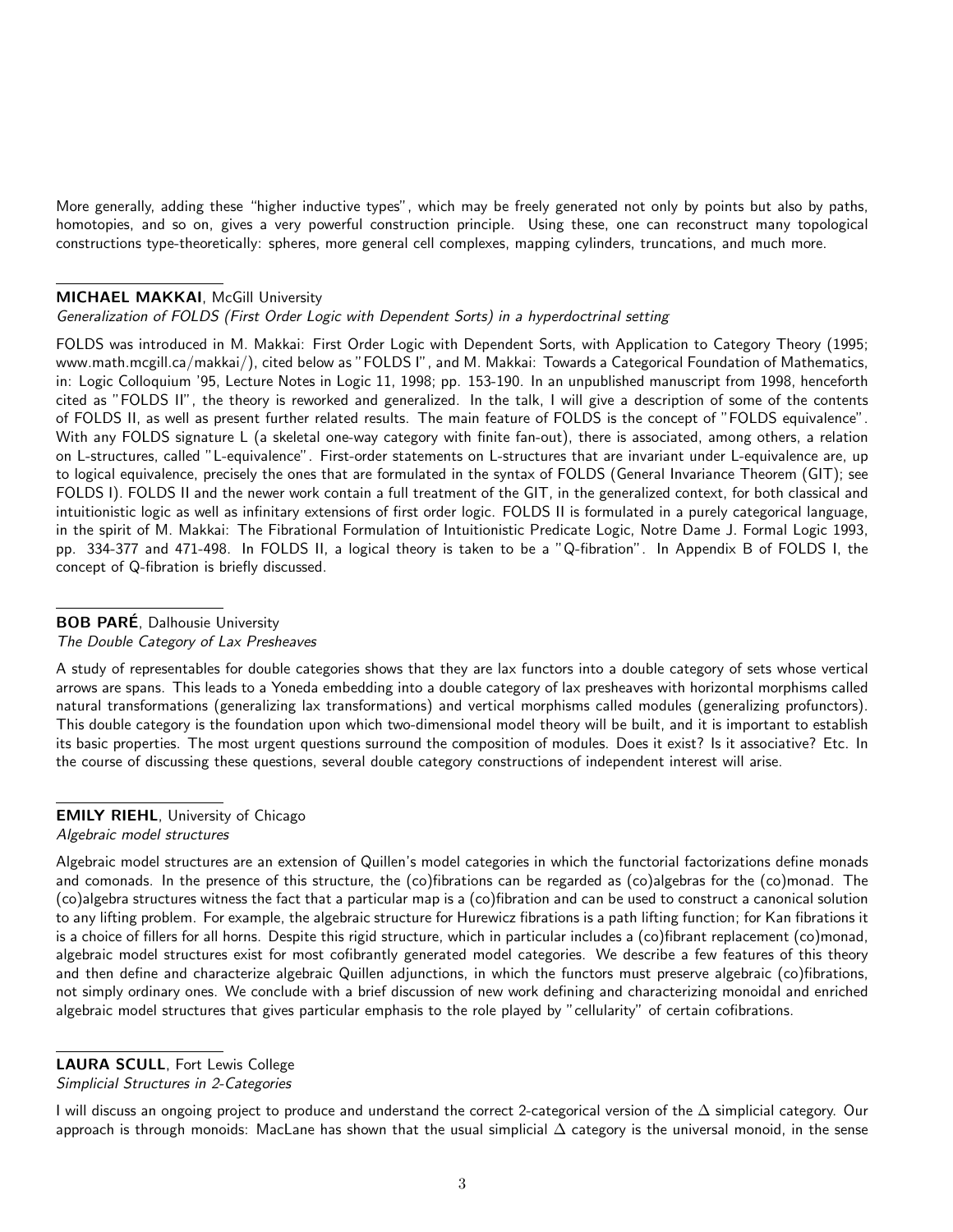More generally, adding these "higher inductive types", which may be freely generated not only by points but also by paths, homotopies, and so on, gives a very powerful construction principle. Using these, one can reconstruct many topological constructions type-theoretically: spheres, more general cell complexes, mapping cylinders, truncations, and much more.

**MICHAEL MAKKAI**, McGill University
*Generalization of FOLDS (First Order Logic with Dependent Sorts) in a hyperdoctrinal setting*

FOLDS was introduced in M. Makkai: First Order Logic with Dependent Sorts, with Application to Category Theory (1995; www.math.mcgill.ca/makkai/), cited below as "FOLDS I", and M. Makkai: Towards a Categorical Foundation of Mathematics, in: Logic Colloquium '95, Lecture Notes in Logic 11, 1998; pp. 153-190. In an unpublished manuscript from 1998, henceforth cited as "FOLDS II", the theory is reworked and generalized. In the talk, I will give a description of some of the contents of FOLDS II, as well as present further related results. The main feature of FOLDS is the concept of "FOLDS equivalence". With any FOLDS signature L (a skeletal one-way category with finite fan-out), there is associated, among others, a relation on L-structures, called "L-equivalence". First-order statements on L-structures that are invariant under L-equivalence are, up to logical equivalence, precisely the ones that are formulated in the syntax of FOLDS (General Invariance Theorem (GIT); see FOLDS I). FOLDS II and the newer work contain a full treatment of the GIT, in the generalized context, for both classical and intuitionistic logic as well as infinitary extensions of first order logic. FOLDS II is formulated in a purely categorical language, in the spirit of M. Makkai: The Fibrational Formulation of Intuitionistic Predicate Logic, Notre Dame J. Formal Logic 1993, pp. 334-377 and 471-498. In FOLDS II, a logical theory is taken to be a "Q-fibration". In Appendix B of FOLDS I, the concept of Q-fibration is briefly discussed.

**BOB PARÉ**, Dalhousie University
*The Double Category of Lax Presheaves*

A study of representables for double categories shows that they are lax functors into a double category of sets whose vertical arrows are spans. This leads to a Yoneda embedding into a double category of lax presheaves with horizontal morphisms called natural transformations (generalizing lax transformations) and vertical morphisms called modules (generalizing profunctors). This double category is the foundation upon which two-dimensional model theory will be built, and it is important to establish its basic properties. The most urgent questions surround the composition of modules. Does it exist? Is it associative? Etc. In the course of discussing these questions, several double category constructions of independent interest will arise.

**EMILY RIEHL**, University of Chicago
*Algebraic model structures*

Algebraic model structures are an extension of Quillen's model categories in which the functorial factorizations define monads and comonads. In the presence of this structure, the (co)fibrations can be regarded as (co)algebras for the (co)monad. The (co)algebra structures witness the fact that a particular map is a (co)fibration and can be used to construct a canonical solution to any lifting problem. For example, the algebraic structure for Hurewicz fibrations is a path lifting function; for Kan fibrations it is a choice of fillers for all horns. Despite this rigid structure, which in particular includes a (co)fibrant replacement (co)monad, algebraic model structures exist for most cofibrantly generated model categories. We describe a few features of this theory and then define and characterize algebraic Quillen adjunctions, in which the functors must preserve algebraic (co)fibrations, not simply ordinary ones. We conclude with a brief discussion of new work defining and characterizing monoidal and enriched algebraic model structures that gives particular emphasis to the role played by "cellularity" of certain cofibrations.

**LAURA SCULL**, Fort Lewis College
*Simplicial Structures in 2-Categories*

I will discuss an ongoing project to produce and understand the correct 2-categorical version of the $\Delta$ simplicial category. Our approach is through monoids: MacLane has shown that the usual simplicial $\Delta$ category is the universal monoid, in the sense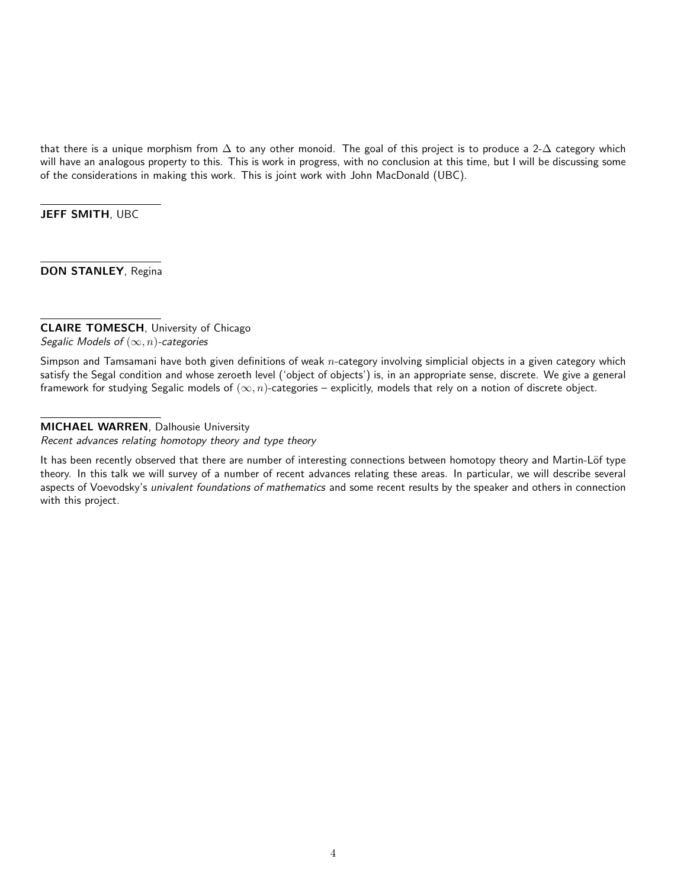that there is a unique morphism from $\Delta$ to any other monoid. The goal of this project is to produce a 2-$\Delta$ category which will have an analogous property to this. This is work in progress, with no conclusion at this time, but I will be discussing some of the considerations in making this work. This is joint work with John MacDonald (UBC).

---

**JEFF SMITH**, UBC

---

**DON STANLEY**, Regina

---

**CLAIRE TOMESCH**, University of Chicago
*Segalic Models of $(\infty, n)$-categories*

Simpson and Tamsamani have both given definitions of weak $n$-category involving simplicial objects in a given category which satisfy the Segal condition and whose zeroeth level ('object of objects') is, in an appropriate sense, discrete. We give a general framework for studying Segalic models of $(\infty, n)$-categories – explicitly, models that rely on a notion of discrete object.

---

**MICHAEL WARREN**, Dalhousie University
*Recent advances relating homotopy theory and type theory*

It has been recently observed that there are number of interesting connections between homotopy theory and Martin-Löf type theory. In this talk we will survey of a number of recent advances relating these areas. In particular, we will describe several aspects of Voevodsky's *univalent foundations of mathematics* and some recent results by the speaker and others in connection with this project.